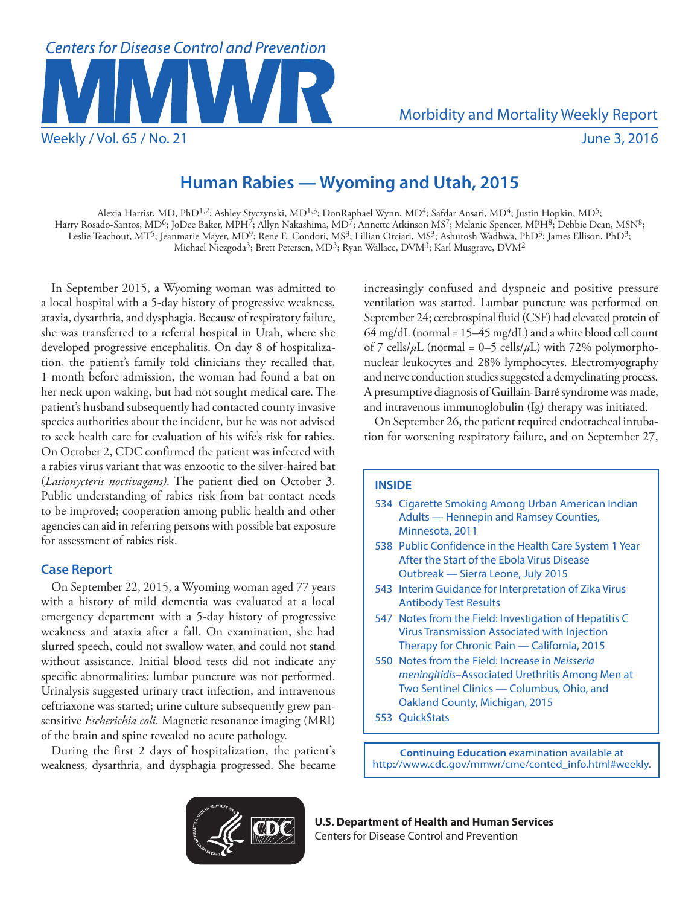# Human Rabies — Wyoming and Utah, 2015

Alexia Harrist, MD, PhD[1,2]; Ashley Styczynski, MD[1,3]; DonRaphael Wynn, MD[4]; Safdar Ansari, MD[4]; Justin Hopkin, MD[5]; Harry Rosado-Santos, MD[6]; JoDee Baker, MPH[7]; Allyn Nakashima, MD[7]; Annette Atkinson MS[7]; Melanie Spencer, MPH[8]; Debbie Dean, MSN[8]; Leslie Teachout, MT[5]; Jeanmarie Mayer, MD[9]; Rene E. Condori, MS[3]; Lillian Orciari, MS[3]; Ashutosh Wadhwa, PhD[3]; James Ellison, PhD[3]; Michael Niezgoda[3]; Brett Petersen, MD[3]; Ryan Wallace, DVM[3]; Karl Musgrave, DVM[2]

In September 2015, a Wyoming woman was admitted to a local hospital with a 5-day history of progressive weakness, ataxia, dysarthria, and dysphagia. Because of respiratory failure, she was transferred to a referral hospital in Utah, where she developed progressive encephalitis. On day 8 of hospitalization, the patient's family told clinicians they recalled that, 1 month before admission, the woman had found a bat on her neck upon waking, but had not sought medical care. The patient's husband subsequently had contacted county invasive species authorities about the incident, but he was not advised to seek health care for evaluation of his wife's risk for rabies. On October 2, CDC confirmed the patient was infected with a rabies virus variant that was enzootic to the silver-haired bat (*Lasionycteris noctivagans)*. The patient died on October 3. Public understanding of rabies risk from bat contact needs to be improved; cooperation among public health and other agencies can aid in referring persons with possible bat exposure for assessment of rabies risk.

## Case Report

On September 22, 2015, a Wyoming woman aged 77 years with a history of mild dementia was evaluated at a local emergency department with a 5-day history of progressive weakness and ataxia after a fall. On examination, she had slurred speech, could not swallow water, and could not stand without assistance. Initial blood tests did not indicate any specific abnormalities; lumbar puncture was not performed. Urinalysis suggested urinary tract infection, and intravenous ceftriaxone was started; urine culture subsequently grew pan-sensitive *Escherichia coli*. Magnetic resonance imaging (MRI) of the brain and spine revealed no acute pathology.

During the first 2 days of hospitalization, the patient's weakness, dysarthria, and dysphagia progressed. She became increasingly confused and dyspneic and positive pressure ventilation was started. Lumbar puncture was performed on September 24; cerebrospinal fluid (CSF) had elevated protein of 64 mg/dL (normal = 15–45 mg/dL) and a white blood cell count of 7 cells/$\mu$L (normal = 0–5 cells/$\mu$L) with 72% polymorphonuclear leukocytes and 28% lymphocytes. Electromyography and nerve conduction studies suggested a demyelinating process. A presumptive diagnosis of Guillain-Barré syndrome was made, and intravenous immunoglobulin (Ig) therapy was initiated.

On September 26, the patient required endotracheal intubation for worsening respiratory failure, and on September 27,

**INSIDE**

- 534 Cigarette Smoking Among Urban American Indian Adults — Hennepin and Ramsey Counties, Minnesota, 2011
- 538 Public Confidence in the Health Care System 1 Year After the Start of the Ebola Virus Disease Outbreak — Sierra Leone, July 2015
- 543 Interim Guidance for Interpretation of Zika Virus Antibody Test Results
- 547 Notes from the Field: Investigation of Hepatitis C Virus Transmission Associated with Injection Therapy for Chronic Pain — California, 2015
- 550 Notes from the Field: Increase in *Neisseria meningitidis*–Associated Urethritis Among Men at Two Sentinel Clinics — Columbus, Ohio, and Oakland County, Michigan, 2015
- 553 QuickStats

**Continuing Education** examination available at http://www.cdc.gov/mmwr/cme/conted_info.html#weekly.

**U.S. Department of Health and Human Services**
Centers for Disease Control and Prevention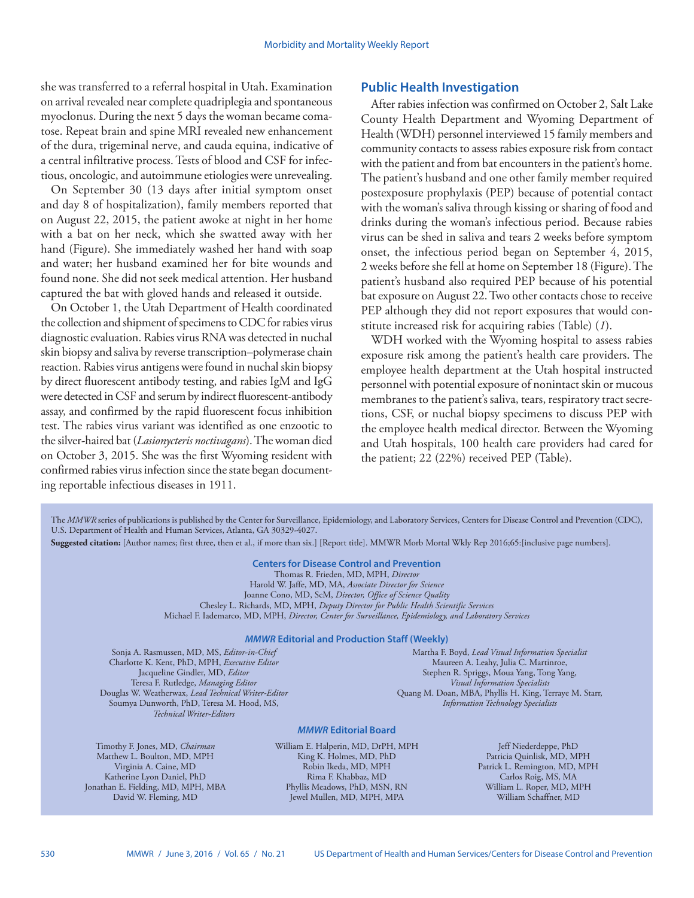she was transferred to a referral hospital in Utah. Examination on arrival revealed near complete quadriplegia and spontaneous myoclonus. During the next 5 days the woman became comatose. Repeat brain and spine MRI revealed new enhancement of the dura, trigeminal nerve, and cauda equina, indicative of a central infiltrative process. Tests of blood and CSF for infectious, oncologic, and autoimmune etiologies were unrevealing.

On September 30 (13 days after initial symptom onset and day 8 of hospitalization), family members reported that on August 22, 2015, the patient awoke at night in her home with a bat on her neck, which she swatted away with her hand (Figure). She immediately washed her hand with soap and water; her husband examined her for bite wounds and found none. She did not seek medical attention. Her husband captured the bat with gloved hands and released it outside.

On October 1, the Utah Department of Health coordinated the collection and shipment of specimens to CDC for rabies virus diagnostic evaluation. Rabies virus RNA was detected in nuchal skin biopsy and saliva by reverse transcription–polymerase chain reaction. Rabies virus antigens were found in nuchal skin biopsy by direct fluorescent antibody testing, and rabies IgM and IgG were detected in CSF and serum by indirect fluorescent-antibody assay, and confirmed by the rapid fluorescent focus inhibition test. The rabies virus variant was identified as one enzootic to the silver-haired bat (*Lasionycteris noctivagans*). The woman died on October 3, 2015. She was the first Wyoming resident with confirmed rabies virus infection since the state began documenting reportable infectious diseases in 1911.

## Public Health Investigation

After rabies infection was confirmed on October 2, Salt Lake County Health Department and Wyoming Department of Health (WDH) personnel interviewed 15 family members and community contacts to assess rabies exposure risk from contact with the patient and from bat encounters in the patient's home. The patient's husband and one other family member required postexposure prophylaxis (PEP) because of potential contact with the woman's saliva through kissing or sharing of food and drinks during the woman's infectious period. Because rabies virus can be shed in saliva and tears 2 weeks before symptom onset, the infectious period began on September 4, 2015, 2 weeks before she fell at home on September 18 (Figure). The patient's husband also required PEP because of his potential bat exposure on August 22. Two other contacts chose to receive PEP although they did not report exposures that would constitute increased risk for acquiring rabies (Table) (*1*).

WDH worked with the Wyoming hospital to assess rabies exposure risk among the patient's health care providers. The employee health department at the Utah hospital instructed personnel with potential exposure of nonintact skin or mucous membranes to the patient's saliva, tears, respiratory tract secretions, CSF, or nuchal biopsy specimens to discuss PEP with the employee health medical director. Between the Wyoming and Utah hospitals, 100 health care providers had cared for the patient; 22 (22%) received PEP (Table).

The *MMWR* series of publications is published by the Center for Surveillance, Epidemiology, and Laboratory Services, Centers for Disease Control and Prevention (CDC), U.S. Department of Health and Human Services, Atlanta, GA 30329-4027.

**Suggested citation:** [Author names; first three, then et al., if more than six.] [Report title]. MMWR Morb Mortal Wkly Rep 2016;65:[inclusive page numbers].

**Centers for Disease Control and Prevention**

Thomas R. Frieden, MD, MPH, *Director*
Harold W. Jaffe, MD, MA, *Associate Director for Science*
Joanne Cono, MD, ScM, *Director, Office of Science Quality*
Chesley L. Richards, MD, MPH, *Deputy Director for Public Health Scientific Services*
Michael F. Iademarco, MD, MPH, *Director, Center for Surveillance, Epidemiology, and Laboratory Services*

***MMWR* Editorial and Production Staff (Weekly)**

Sonja A. Rasmussen, MD, MS, *Editor-in-Chief*
Charlotte K. Kent, PhD, MPH, *Executive Editor*
Jacqueline Gindler, MD, *Editor*
Teresa F. Rutledge, *Managing Editor*
Douglas W. Weatherwax, *Lead Technical Writer-Editor*
Soumya Dunworth, PhD, Teresa M. Hood, MS, *Technical Writer-Editors*

Martha F. Boyd, *Lead Visual Information Specialist*
Maureen A. Leahy, Julia C. Martinroe, Stephen R. Spriggs, Moua Yang, Tong Yang, *Visual Information Specialists*
Quang M. Doan, MBA, Phyllis H. King, Terraye M. Starr, *Information Technology Specialists*

***MMWR* Editorial Board**

Timothy F. Jones, MD, *Chairman*
Matthew L. Boulton, MD, MPH
Virginia A. Caine, MD
Katherine Lyon Daniel, PhD
Jonathan E. Fielding, MD, MPH, MBA
David W. Fleming, MD
William E. Halperin, MD, DrPH, MPH
King K. Holmes, MD, PhD
Robin Ikeda, MD, MPH
Rima F. Khabbaz, MD
Phyllis Meadows, PhD, MSN, RN
Jewel Mullen, MD, MPH, MPA
Jeff Niederdeppe, PhD
Patricia Quinlisk, MD, MPH
Patrick L. Remington, MD, MPH
Carlos Roig, MS, MA
William L. Roper, MD, MPH
William Schaffner, MD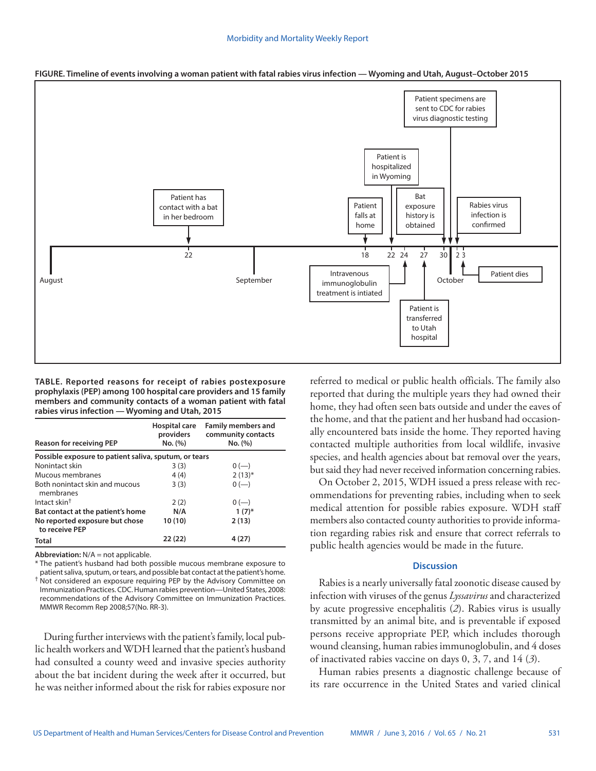**FIGURE. Timeline of events involving a woman patient with fatal rabies virus infection — Wyoming and Utah, August–October 2015**

August 22: Patient has contact with a bat in her bedroom

September 18: Patient falls at home

September 22: Patient is hospitalized in Wyoming

September 24: Intravenous immunoglobulin treatment is intiated

September 27: Patient is transferred to Utah hospital

September 30: Bat exposure history is obtained

October: Patient specimens are sent to CDC for rabies virus diagnostic testing

October 2: Rabies virus infection is confirmed

October 3: Patient dies

**TABLE. Reported reasons for receipt of rabies postexposure prophylaxis (PEP) among 100 hospital care providers and 15 family members and community contacts of a woman patient with fatal rabies virus infection — Wyoming and Utah, 2015**

| Reason for receiving PEP | Hospital care providers No. (%) | Family members and community contacts No. (%) |
|---|---|---|
| **Possible exposure to patient saliva, sputum, or tears** | | |
| Nonintact skin | 3 (3) | 0 (—) |
| Mucous membranes | 4 (4) | 2 (13)* |
| Both nonintact skin and mucous membranes | 3 (3) | 0 (—) |
| Intact skin† | 2 (2) | 0 (—) |
| **Bat contact at the patient's home** | **N/A** | **1 (7)*** |
| **No reported exposure but chose to receive PEP** | **10 (10)** | **2 (13)** |
| **Total** | **22 (22)** | **4 (27)** |

**Abbreviation:** N/A = not applicable.

* The patient's husband had both possible mucous membrane exposure to patient saliva, sputum, or tears, and possible bat contact at the patient's home.

† Not considered an exposure requiring PEP by the Advisory Committee on Immunization Practices. CDC. Human rabies prevention—United States, 2008: recommendations of the Advisory Committee on Immunization Practices. MMWR Recomm Rep 2008;57(No. RR-3).

During further interviews with the patient's family, local public health workers and WDH learned that the patient's husband had consulted a county weed and invasive species authority about the bat incident during the week after it occurred, but he was neither informed about the risk for rabies exposure nor referred to medical or public health officials. The family also reported that during the multiple years they had owned their home, they had often seen bats outside and under the eaves of the home, and that the patient and her husband had occasionally encountered bats inside the home. They reported having contacted multiple authorities from local wildlife, invasive species, and health agencies about bat removal over the years, but said they had never received information concerning rabies.

On October 2, 2015, WDH issued a press release with recommendations for preventing rabies, including when to seek medical attention for possible rabies exposure. WDH staff members also contacted county authorities to provide information regarding rabies risk and ensure that correct referrals to public health agencies would be made in the future.

## Discussion

Rabies is a nearly universally fatal zoonotic disease caused by infection with viruses of the genus *Lyssavirus* and characterized by acute progressive encephalitis (*2*). Rabies virus is usually transmitted by an animal bite, and is preventable if exposed persons receive appropriate PEP, which includes thorough wound cleansing, human rabies immunoglobulin, and 4 doses of inactivated rabies vaccine on days 0, 3, 7, and 14 (*3*).

Human rabies presents a diagnostic challenge because of its rare occurrence in the United States and varied clinical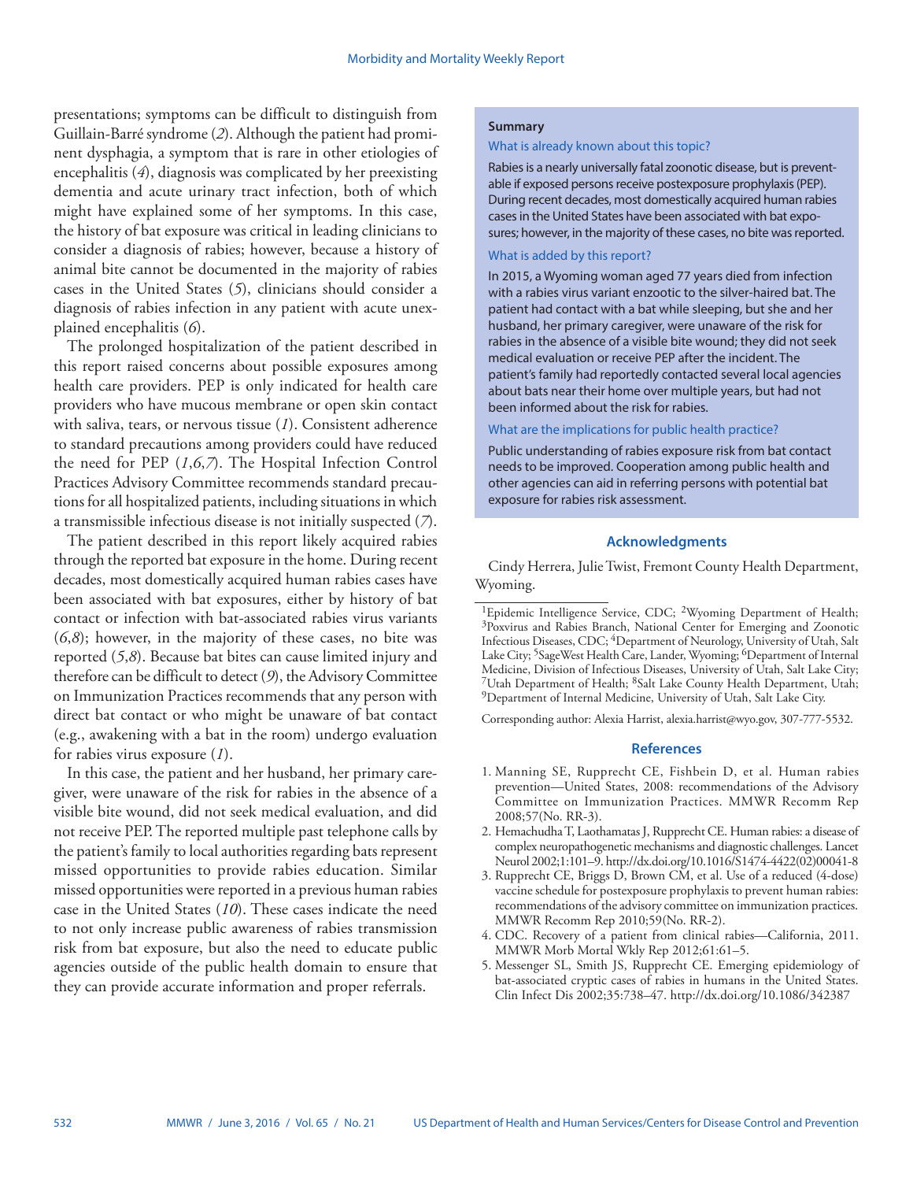presentations; symptoms can be difficult to distinguish from Guillain-Barré syndrome (*2*). Although the patient had prominent dysphagia, a symptom that is rare in other etiologies of encephalitis (*4*), diagnosis was complicated by her preexisting dementia and acute urinary tract infection, both of which might have explained some of her symptoms. In this case, the history of bat exposure was critical in leading clinicians to consider a diagnosis of rabies; however, because a history of animal bite cannot be documented in the majority of rabies cases in the United States (*5*), clinicians should consider a diagnosis of rabies infection in any patient with acute unexplained encephalitis (*6*).

The prolonged hospitalization of the patient described in this report raised concerns about possible exposures among health care providers. PEP is only indicated for health care providers who have mucous membrane or open skin contact with saliva, tears, or nervous tissue (*1*). Consistent adherence to standard precautions among providers could have reduced the need for PEP (*1*,*6*,*7*). The Hospital Infection Control Practices Advisory Committee recommends standard precautions for all hospitalized patients, including situations in which a transmissible infectious disease is not initially suspected (*7*).

The patient described in this report likely acquired rabies through the reported bat exposure in the home. During recent decades, most domestically acquired human rabies cases have been associated with bat exposures, either by history of bat contact or infection with bat-associated rabies virus variants (*6*,*8*); however, in the majority of these cases, no bite was reported (*5*,*8*). Because bat bites can cause limited injury and therefore can be difficult to detect (*9*), the Advisory Committee on Immunization Practices recommends that any person with direct bat contact or who might be unaware of bat contact (e.g., awakening with a bat in the room) undergo evaluation for rabies virus exposure (*1*).

In this case, the patient and her husband, her primary caregiver, were unaware of the risk for rabies in the absence of a visible bite wound, did not seek medical evaluation, and did not receive PEP. The reported multiple past telephone calls by the patient's family to local authorities regarding bats represent missed opportunities to provide rabies education. Similar missed opportunities were reported in a previous human rabies case in the United States (*10*). These cases indicate the need to not only increase public awareness of rabies transmission risk from bat exposure, but also the need to educate public agencies outside of the public health domain to ensure that they can provide accurate information and proper referrals.

**Summary**

What is already known about this topic?

Rabies is a nearly universally fatal zoonotic disease, but is preventable if exposed persons receive postexposure prophylaxis (PEP). During recent decades, most domestically acquired human rabies cases in the United States have been associated with bat exposures; however, in the majority of these cases, no bite was reported.

What is added by this report?

In 2015, a Wyoming woman aged 77 years died from infection with a rabies virus variant enzootic to the silver-haired bat. The patient had contact with a bat while sleeping, but she and her husband, her primary caregiver, were unaware of the risk for rabies in the absence of a visible bite wound; they did not seek medical evaluation or receive PEP after the incident. The patient's family had reportedly contacted several local agencies about bats near their home over multiple years, but had not been informed about the risk for rabies.

What are the implications for public health practice?

Public understanding of rabies exposure risk from bat contact needs to be improved. Cooperation among public health and other agencies can aid in referring persons with potential bat exposure for rabies risk assessment.

## Acknowledgments

Cindy Herrera, Julie Twist, Fremont County Health Department, Wyoming.

---

[1]Epidemic Intelligence Service, CDC; [2]Wyoming Department of Health; [3]Poxvirus and Rabies Branch, National Center for Emerging and Zoonotic Infectious Diseases, CDC; [4]Department of Neurology, University of Utah, Salt Lake City; [5]SageWest Health Care, Lander, Wyoming; [6]Department of Internal Medicine, Division of Infectious Diseases, University of Utah, Salt Lake City; [7]Utah Department of Health; [8]Salt Lake County Health Department, Utah; [9]Department of Internal Medicine, University of Utah, Salt Lake City.

Corresponding author: Alexia Harrist, alexia.harrist@wyo.gov, 307-777-5532.

## References

1. Manning SE, Rupprecht CE, Fishbein D, et al. Human rabies prevention—United States, 2008: recommendations of the Advisory Committee on Immunization Practices. MMWR Recomm Rep 2008;57(No. RR-3).
2. Hemachudha T, Laothamatas J, Rupprecht CE. Human rabies: a disease of complex neuropathogenetic mechanisms and diagnostic challenges. Lancet Neurol 2002;1:101–9. http://dx.doi.org/10.1016/S1474-4422(02)00041-8
3. Rupprecht CE, Briggs D, Brown CM, et al. Use of a reduced (4-dose) vaccine schedule for postexposure prophylaxis to prevent human rabies: recommendations of the advisory committee on immunization practices. MMWR Recomm Rep 2010;59(No. RR-2).
4. CDC. Recovery of a patient from clinical rabies—California, 2011. MMWR Morb Mortal Wkly Rep 2012;61:61–5.
5. Messenger SL, Smith JS, Rupprecht CE. Emerging epidemiology of bat-associated cryptic cases of rabies in humans in the United States. Clin Infect Dis 2002;35:738–47. http://dx.doi.org/10.1086/342387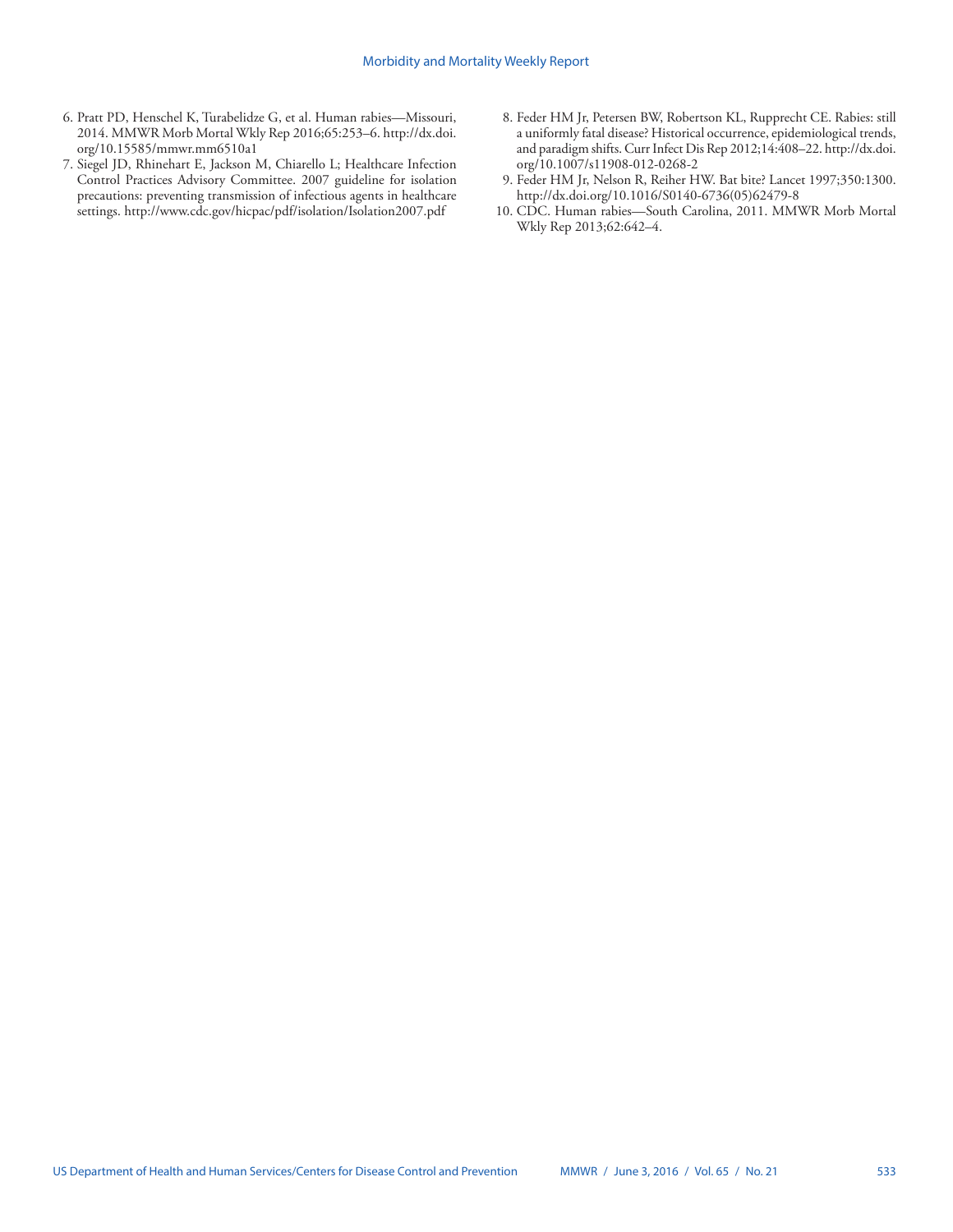6. Pratt PD, Henschel K, Turabelidze G, et al. Human rabies—Missouri, 2014. MMWR Morb Mortal Wkly Rep 2016;65:253–6. http://dx.doi.org/10.15585/mmwr.mm6510a1
7. Siegel JD, Rhinehart E, Jackson M, Chiarello L; Healthcare Infection Control Practices Advisory Committee. 2007 guideline for isolation precautions: preventing transmission of infectious agents in healthcare settings. http://www.cdc.gov/hicpac/pdf/isolation/Isolation2007.pdf
8. Feder HM Jr, Petersen BW, Robertson KL, Rupprecht CE. Rabies: still a uniformly fatal disease? Historical occurrence, epidemiological trends, and paradigm shifts. Curr Infect Dis Rep 2012;14:408–22. http://dx.doi.org/10.1007/s11908-012-0268-2
9. Feder HM Jr, Nelson R, Reiher HW. Bat bite? Lancet 1997;350:1300. http://dx.doi.org/10.1016/S0140-6736(05)62479-8
10. CDC. Human rabies—South Carolina, 2011. MMWR Morb Mortal Wkly Rep 2013;62:642–4.